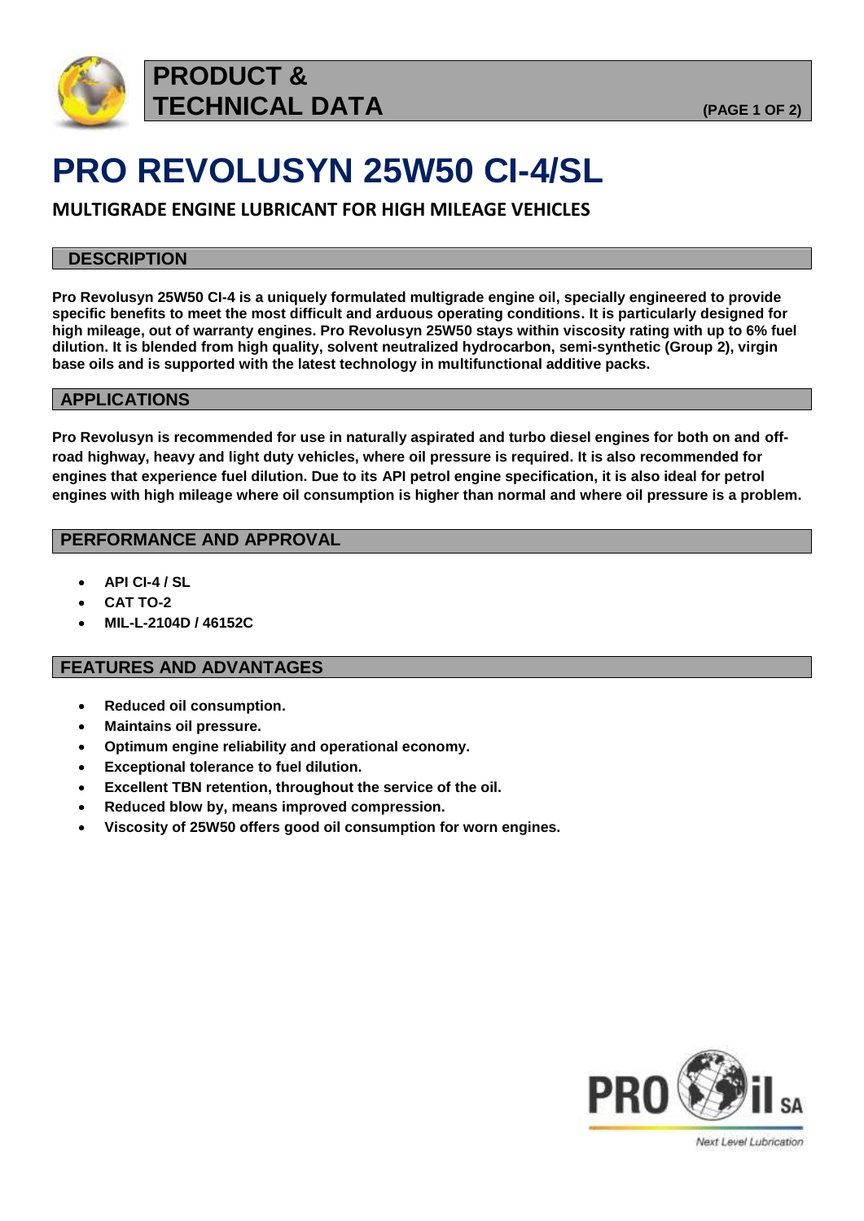# PRODUCT & TECHNICAL DATA

# PRO REVOLUSYN 25W50 CI-4/SL

## MULTIGRADE ENGINE LUBRICANT FOR HIGH MILEAGE VEHICLES

### DESCRIPTION

**Pro Revolusyn 25W50 CI-4 is a uniquely formulated multigrade engine oil, specially engineered to provide specific benefits to meet the most difficult and arduous operating conditions. It is particularly designed for high mileage, out of warranty engines. Pro Revolusyn 25W50 stays within viscosity rating with up to 6% fuel dilution. It is blended from high quality, solvent neutralized hydrocarbon, semi-synthetic (Group 2), virgin base oils and is supported with the latest technology in multifunctional additive packs.**

### APPLICATIONS

**Pro Revolusyn is recommended for use in naturally aspirated and turbo diesel engines for both on and off-road highway, heavy and light duty vehicles, where oil pressure is required. It is also recommended for engines that experience fuel dilution. Due to its API petrol engine specification, it is also ideal for petrol engines with high mileage where oil consumption is higher than normal and where oil pressure is a problem.**

### PERFORMANCE AND APPROVAL

- **API CI-4 / SL**
- **CAT TO-2**
- **MIL-L-2104D / 46152C**

### FEATURES AND ADVANTAGES

- **Reduced oil consumption.**
- **Maintains oil pressure.**
- **Optimum engine reliability and operational economy.**
- **Exceptional tolerance to fuel dilution.**
- **Excellent TBN retention, throughout the service of the oil.**
- **Reduced blow by, means improved compression.**
- **Viscosity of 25W50 offers good oil consumption for worn engines.**

PRO Oil SA

Next Level Lubrication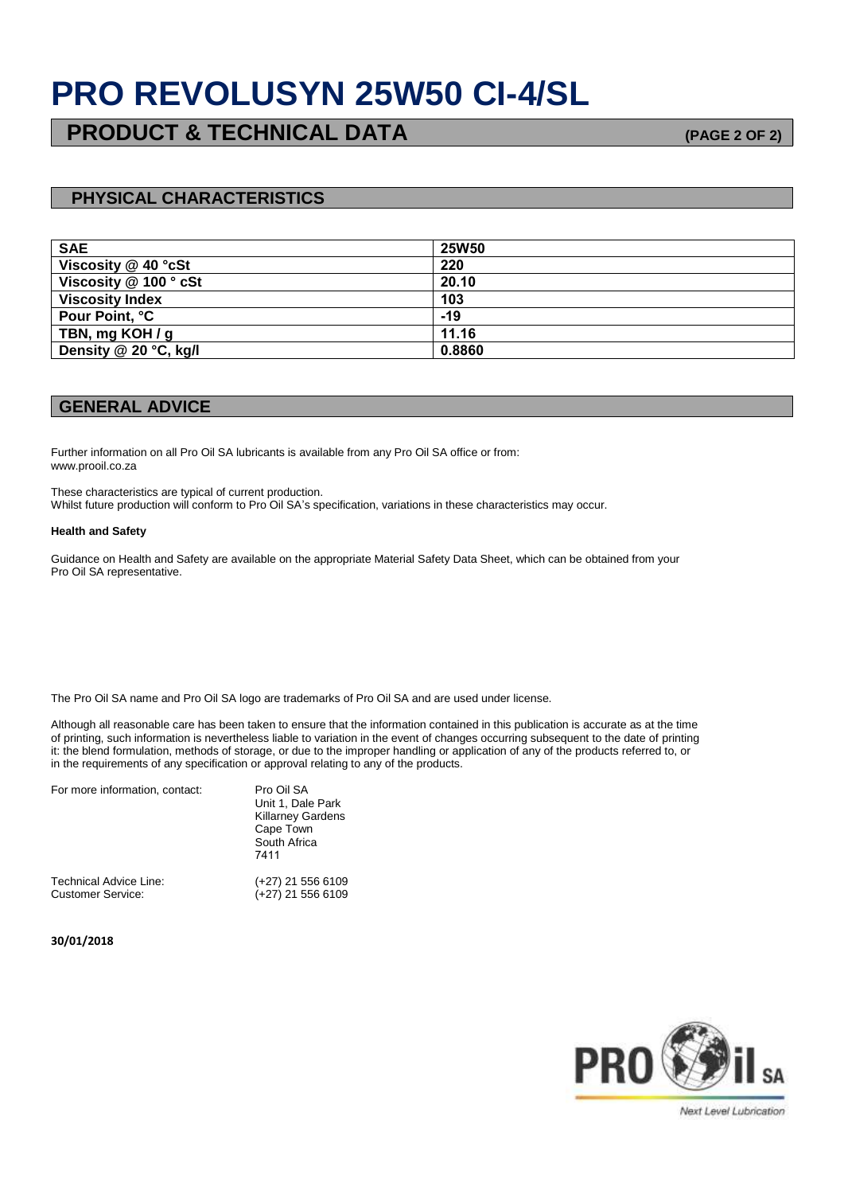# PRO REVOLUSYN 25W50 CI-4/SL

## PRODUCT & TECHNICAL DATA

## PHYSICAL CHARACTERISTICS

| | |
|---|---|
| **SAE** | **25W50** |
| **Viscosity @ 40 °cSt** | **220** |
| **Viscosity @ 100 ° cSt** | **20.10** |
| **Viscosity Index** | **103** |
| **Pour Point, °C** | **-19** |
| **TBN, mg KOH / g** | **11.16** |
| **Density @ 20 °C, kg/l** | **0.8860** |

## GENERAL ADVICE

Further information on all Pro Oil SA lubricants is available from any Pro Oil SA office or from:
www.prooil.co.za

These characteristics are typical of current production.
Whilst future production will conform to Pro Oil SA's specification, variations in these characteristics may occur.

**Health and Safety**

Guidance on Health and Safety are available on the appropriate Material Safety Data Sheet, which can be obtained from your Pro Oil SA representative.

The Pro Oil SA name and Pro Oil SA logo are trademarks of Pro Oil SA and are used under license.

Although all reasonable care has been taken to ensure that the information contained in this publication is accurate as at the time of printing, such information is nevertheless liable to variation in the event of changes occurring subsequent to the date of printing it: the blend formulation, methods of storage, or due to the improper handling or application of any of the products referred to, or in the requirements of any specification or approval relating to any of the products.

For more information, contact:

Pro Oil SA
Unit 1, Dale Park
Killarney Gardens
Cape Town
South Africa
7411

Technical Advice Line: (+27) 21 556 6109
Customer Service: (+27) 21 556 6109

**30/01/2018**

PRO Oil SA
Next Level Lubrication